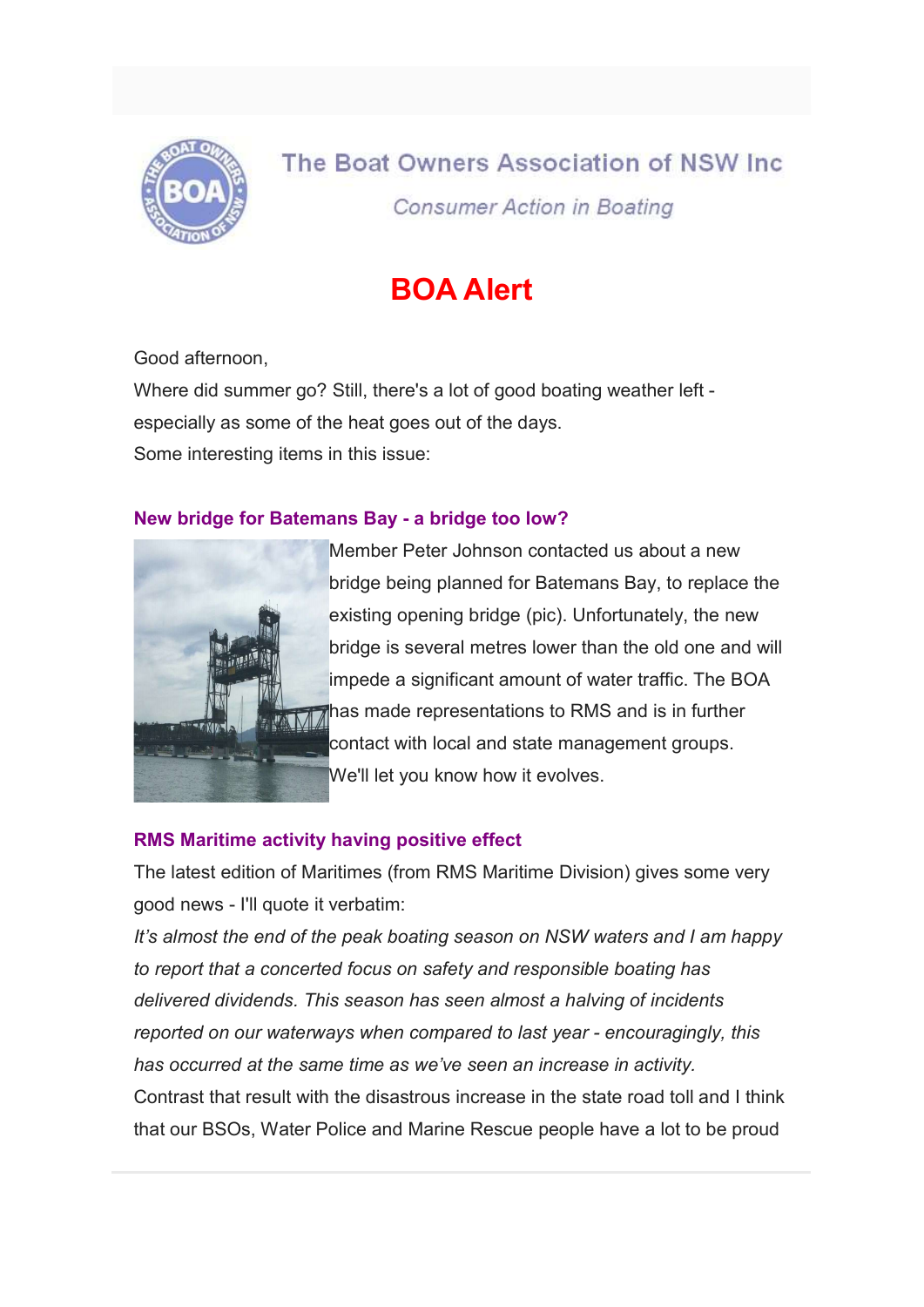# The Boat Owners Association of NSW Inc

*Consumer Action in Boating*

# BOA Alert

Good afternoon,

Where did summer go? Still, there's a lot of good boating weather left - especially as some of the heat goes out of the days.

Some interesting items in this issue:

### New bridge for Batemans Bay - a bridge too low?

Member Peter Johnson contacted us about a new bridge being planned for Batemans Bay, to replace the existing opening bridge (pic). Unfortunately, the new bridge is several metres lower than the old one and will impede a significant amount of water traffic. The BOA has made representations to RMS and is in further contact with local and state management groups. We'll let you know how it evolves.

### RMS Maritime activity having positive effect

The latest edition of Maritimes (from RMS Maritime Division) gives some very good news - I'll quote it verbatim:

*It's almost the end of the peak boating season on NSW waters and I am happy to report that a concerted focus on safety and responsible boating has delivered dividends. This season has seen almost a halving of incidents reported on our waterways when compared to last year - encouragingly, this has occurred at the same time as we've seen an increase in activity.*

Contrast that result with the disastrous increase in the state road toll and I think that our BSOs, Water Police and Marine Rescue people have a lot to be proud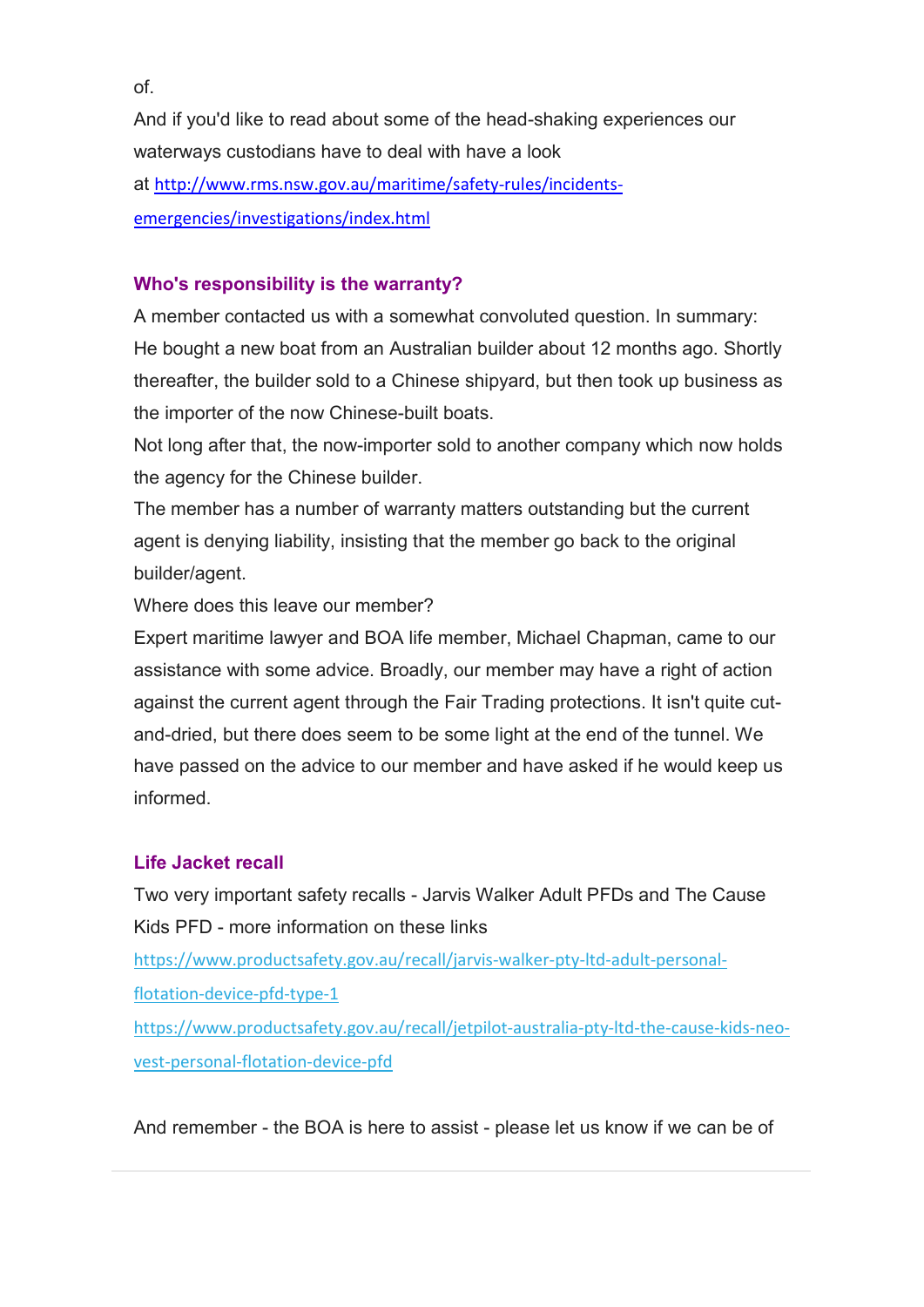of.

And if you'd like to read about some of the head-shaking experiences our waterways custodians have to deal with have a look at http://www.rms.nsw.gov.au/maritime/safety-rules/incidents-emergencies/investigations/index.html

### Who's responsibility is the warranty?

A member contacted us with a somewhat convoluted question. In summary:

He bought a new boat from an Australian builder about 12 months ago. Shortly thereafter, the builder sold to a Chinese shipyard, but then took up business as the importer of the now Chinese-built boats.

Not long after that, the now-importer sold to another company which now holds the agency for the Chinese builder.

The member has a number of warranty matters outstanding but the current agent is denying liability, insisting that the member go back to the original builder/agent.

Where does this leave our member?

Expert maritime lawyer and BOA life member, Michael Chapman, came to our assistance with some advice. Broadly, our member may have a right of action against the current agent through the Fair Trading protections. It isn't quite cut-and-dried, but there does seem to be some light at the end of the tunnel. We have passed on the advice to our member and have asked if he would keep us informed.

### Life Jacket recall

Two very important safety recalls - Jarvis Walker Adult PFDs and The Cause Kids PFD - more information on these links

https://www.productsafety.gov.au/recall/jarvis-walker-pty-ltd-adult-personal-flotation-device-pfd-type-1

https://www.productsafety.gov.au/recall/jetpilot-australia-pty-ltd-the-cause-kids-neo-vest-personal-flotation-device-pfd

And remember - the BOA is here to assist - please let us know if we can be of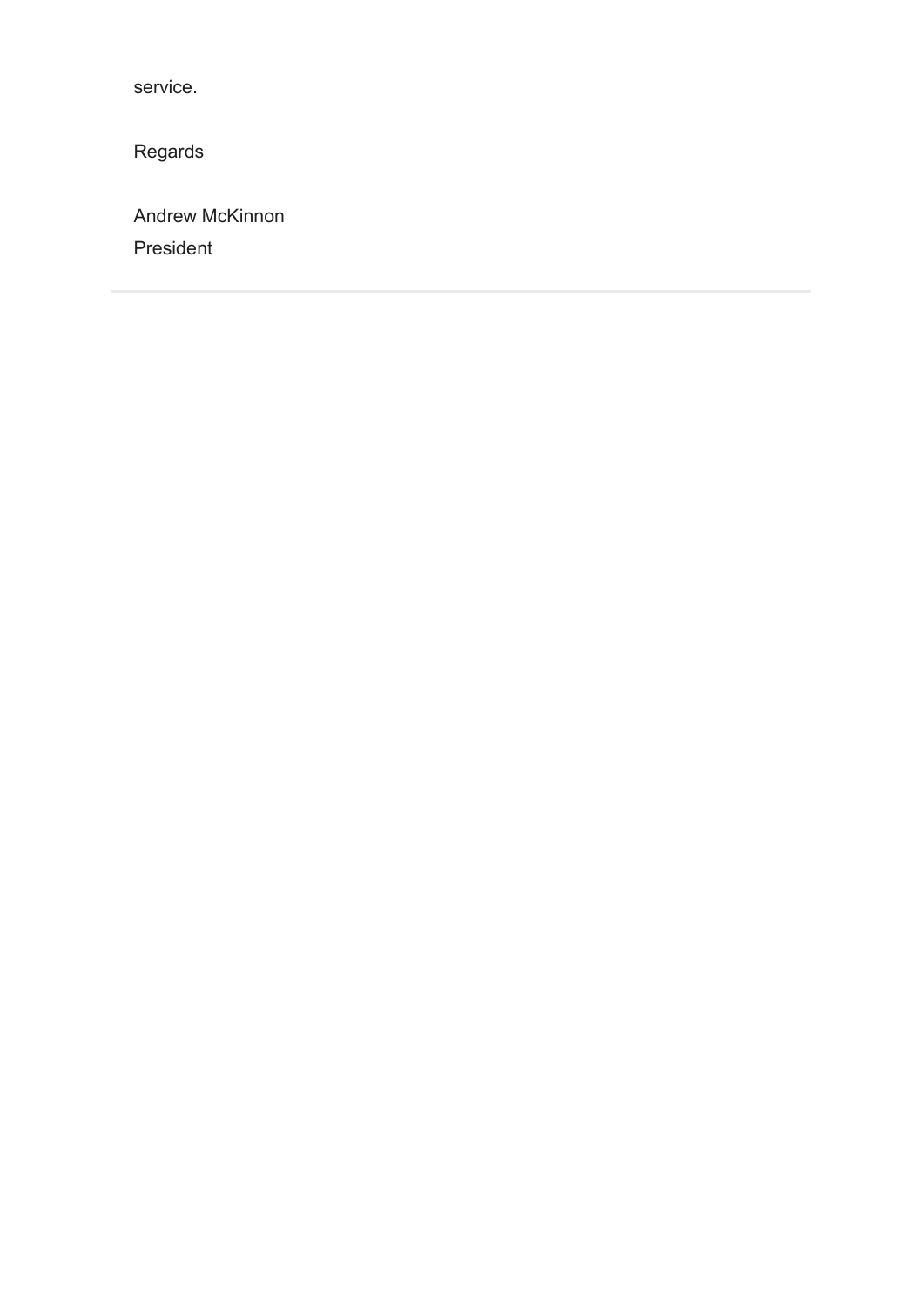service.

Regards

Andrew McKinnon
President

---